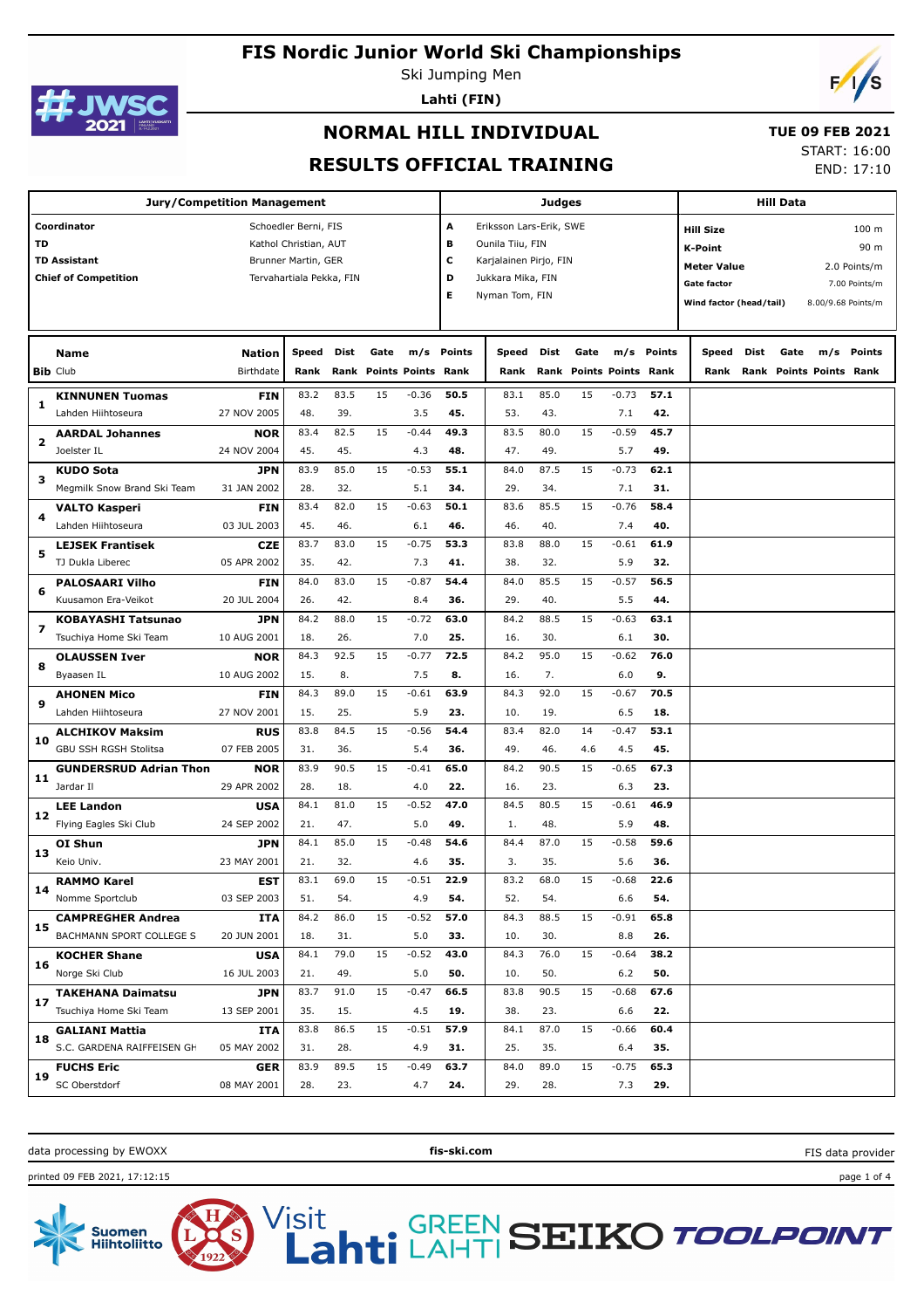# FIS Nordic Junior World Ski Championships

Ski Jumping Men

**Lahti (FIN)**

## NORMAL HILL INDIVIDUAL

## RESULTS OFFICIAL TRAINING

**TUE 09 FEB 2021**

START: 16:00

END: 17:10

| Jury/Competition Management | |
|---|---|
| **Coordinator** | Schoedler Berni, FIS |
| **TD** | Kathol Christian, AUT |
| **TD Assistant** | Brunner Martin, GER |
| **Chief of Competition** | Tervahartiala Pekka, FIN |

| Judges | |
|---|---|
| **A** | Eriksson Lars-Erik, SWE |
| **B** | Ounila Tiiu, FIN |
| **C** | Karjalainen Pirjo, FIN |
| **D** | Jukkara Mika, FIN |
| **E** | Nyman Tom, FIN |

| Hill Data | |
|---|---|
| **Hill Size** | 100 m |
| **K-Point** | 90 m |
| **Meter Value** | 2.0 Points/m |
| **Gate factor** | 7.00 Points/m |
| **Wind factor (head/tail)** | 8.00/9.68 Points/m |

| Bib | Name / Club | Nation / Birthdate | Speed / Rank | Dist / Rank | Gate / Points | m/s / Points | Points / Rank | Speed / Rank | Dist / Rank | Gate / Points | m/s / Points | Points / Rank | Speed / Rank | Dist / Rank | Gate / Points | m/s / Points | Points / Rank |
|---|---|---|---|---|---|---|---|---|---|---|---|---|---|---|---|---|---|
| 1 | **KINNUNEN Tuomas** | **FIN** | 83.2 | 83.5 | 15 | -0.36 | **50.5** | 83.1 | 85.0 | 15 | -0.73 | **57.1** | | | | | |
| | Lahden Hiihtoseura | 27 NOV 2005 | 48. | 39. | | 3.5 | **45.** | 53. | 43. | | 7.1 | **42.** | | | | | |
| 2 | **AARDAL Johannes** | **NOR** | 83.4 | 82.5 | 15 | -0.44 | **49.3** | 83.5 | 80.0 | 15 | -0.59 | **45.7** | | | | | |
| | Joelster IL | 24 NOV 2004 | 45. | 45. | | 4.3 | **48.** | 47. | 49. | | 5.7 | **49.** | | | | | |
| 3 | **KUDO Sota** | **JPN** | 83.9 | 85.0 | 15 | -0.53 | **55.1** | 84.0 | 87.5 | 15 | -0.73 | **62.1** | | | | | |
| | Megmilk Snow Brand Ski Team | 31 JAN 2002 | 28. | 32. | | 5.1 | **34.** | 29. | 34. | | 7.1 | **31.** | | | | | |
| 4 | **VALTO Kasperi** | **FIN** | 83.4 | 82.0 | 15 | -0.63 | **50.1** | 83.6 | 85.5 | 15 | -0.76 | **58.4** | | | | | |
| | Lahden Hiihtoseura | 03 JUL 2003 | 45. | 46. | | 6.1 | **46.** | 46. | 40. | | 7.4 | **40.** | | | | | |
| 5 | **LEJSEK Frantisek** | **CZE** | 83.7 | 83.0 | 15 | -0.75 | **53.3** | 83.8 | 88.0 | 15 | -0.61 | **61.9** | | | | | |
| | TJ Dukla Liberec | 05 APR 2002 | 35. | 42. | | 7.3 | **41.** | 38. | 32. | | 5.9 | **32.** | | | | | |
| 6 | **PALOSAARI Vilho** | **FIN** | 84.0 | 83.0 | 15 | -0.87 | **54.4** | 84.0 | 85.5 | 15 | -0.57 | **56.5** | | | | | |
| | Kuusamon Era-Veikot | 20 JUL 2004 | 26. | 42. | | 8.4 | **36.** | 29. | 40. | | 5.5 | **44.** | | | | | |
| 7 | **KOBAYASHI Tatsunao** | **JPN** | 84.2 | 88.0 | 15 | -0.72 | **63.0** | 84.2 | 88.5 | 15 | -0.63 | **63.1** | | | | | |
| | Tsuchiya Home Ski Team | 10 AUG 2001 | 18. | 26. | | 7.0 | **25.** | 16. | 30. | | 6.1 | **30.** | | | | | |
| 8 | **OLAUSSEN Iver** | **NOR** | 84.3 | 92.5 | 15 | -0.77 | **72.5** | 84.2 | 95.0 | 15 | -0.62 | **76.0** | | | | | |
| | Byaasen IL | 10 AUG 2002 | 15. | 8. | | 7.5 | **8.** | 16. | 7. | | 6.0 | **9.** | | | | | |
| 9 | **AHONEN Mico** | **FIN** | 84.3 | 89.0 | 15 | -0.61 | **63.9** | 84.3 | 92.0 | 15 | -0.67 | **70.5** | | | | | |
| | Lahden Hiihtoseura | 27 NOV 2001 | 15. | 25. | | 5.9 | **23.** | 10. | 19. | | 6.5 | **18.** | | | | | |
| 10 | **ALCHIKOV Maksim** | **RUS** | 83.8 | 84.5 | 15 | -0.56 | **54.4** | 83.4 | 82.0 | 14 | -0.47 | **53.1** | | | | | |
| | GBU SSH RGSH Stolitsa | 07 FEB 2005 | 31. | 36. | | 5.4 | **36.** | 49. | 46. | 4.6 | 4.5 | **45.** | | | | | |
| 11 | **GUNDERSRUD Adrian Thon** | **NOR** | 83.9 | 90.5 | 15 | -0.41 | **65.0** | 84.2 | 90.5 | 15 | -0.65 | **67.3** | | | | | |
| | Jardar Il | 29 APR 2002 | 28. | 18. | | 4.0 | **22.** | 16. | 23. | | 6.3 | **23.** | | | | | |
| 12 | **LEE Landon** | **USA** | 84.1 | 81.0 | 15 | -0.52 | **47.0** | 84.5 | 80.5 | 15 | -0.61 | **46.9** | | | | | |
| | Flying Eagles Ski Club | 24 SEP 2002 | 21. | 47. | | 5.0 | **49.** | 1. | 48. | | 5.9 | **48.** | | | | | |
| 13 | **OI Shun** | **JPN** | 84.1 | 85.0 | 15 | -0.48 | **54.6** | 84.4 | 87.0 | 15 | -0.58 | **59.6** | | | | | |
| | Keio Univ. | 23 MAY 2001 | 21. | 32. | | 4.6 | **35.** | 3. | 35. | | 5.6 | **36.** | | | | | |
| 14 | **RAMMO Karel** | **EST** | 83.1 | 69.0 | 15 | -0.51 | **22.9** | 83.2 | 68.0 | 15 | -0.68 | **22.6** | | | | | |
| | Nomme Sportclub | 03 SEP 2003 | 51. | 54. | | 4.9 | **54.** | 52. | 54. | | 6.6 | **54.** | | | | | |
| 15 | **CAMPREGHER Andrea** | **ITA** | 84.2 | 86.0 | 15 | -0.52 | **57.0** | 84.3 | 88.5 | 15 | -0.91 | **65.8** | | | | | |
| | BACHMANN SPORT COLLEGE S | 20 JUN 2001 | 18. | 31. | | 5.0 | **33.** | 10. | 30. | | 8.8 | **26.** | | | | | |
| 16 | **KOCHER Shane** | **USA** | 84.1 | 79.0 | 15 | -0.52 | **43.0** | 84.3 | 76.0 | 15 | -0.64 | **38.2** | | | | | |
| | Norge Ski Club | 16 JUL 2003 | 21. | 49. | | 5.0 | **50.** | 10. | 50. | | 6.2 | **50.** | | | | | |
| 17 | **TAKEHANA Daimatsu** | **JPN** | 83.7 | 91.0 | 15 | -0.47 | **66.5** | 83.8 | 90.5 | 15 | -0.68 | **67.6** | | | | | |
| | Tsuchiya Home Ski Team | 13 SEP 2001 | 35. | 15. | | 4.5 | **19.** | 38. | 23. | | 6.6 | **22.** | | | | | |
| 18 | **GALIANI Mattia** | **ITA** | 83.8 | 86.5 | 15 | -0.51 | **57.9** | 84.1 | 87.0 | 15 | -0.66 | **60.4** | | | | | |
| | S.C. GARDENA RAIFFEISEN GH | 05 MAY 2002 | 31. | 28. | | 4.9 | **31.** | 25. | 35. | | 6.4 | **35.** | | | | | |
| 19 | **FUCHS Eric** | **GER** | 83.9 | 89.5 | 15 | -0.49 | **63.7** | 84.0 | 89.0 | 15 | -0.75 | **65.3** | | | | | |
| | SC Oberstdorf | 08 MAY 2001 | 28. | 23. | | 4.7 | **24.** | 29. | 28. | | 7.3 | **29.** | | | | | |

data processing by EWOXX — **fis-ski.com** — FIS data provider

printed 09 FEB 2021, 17:12:15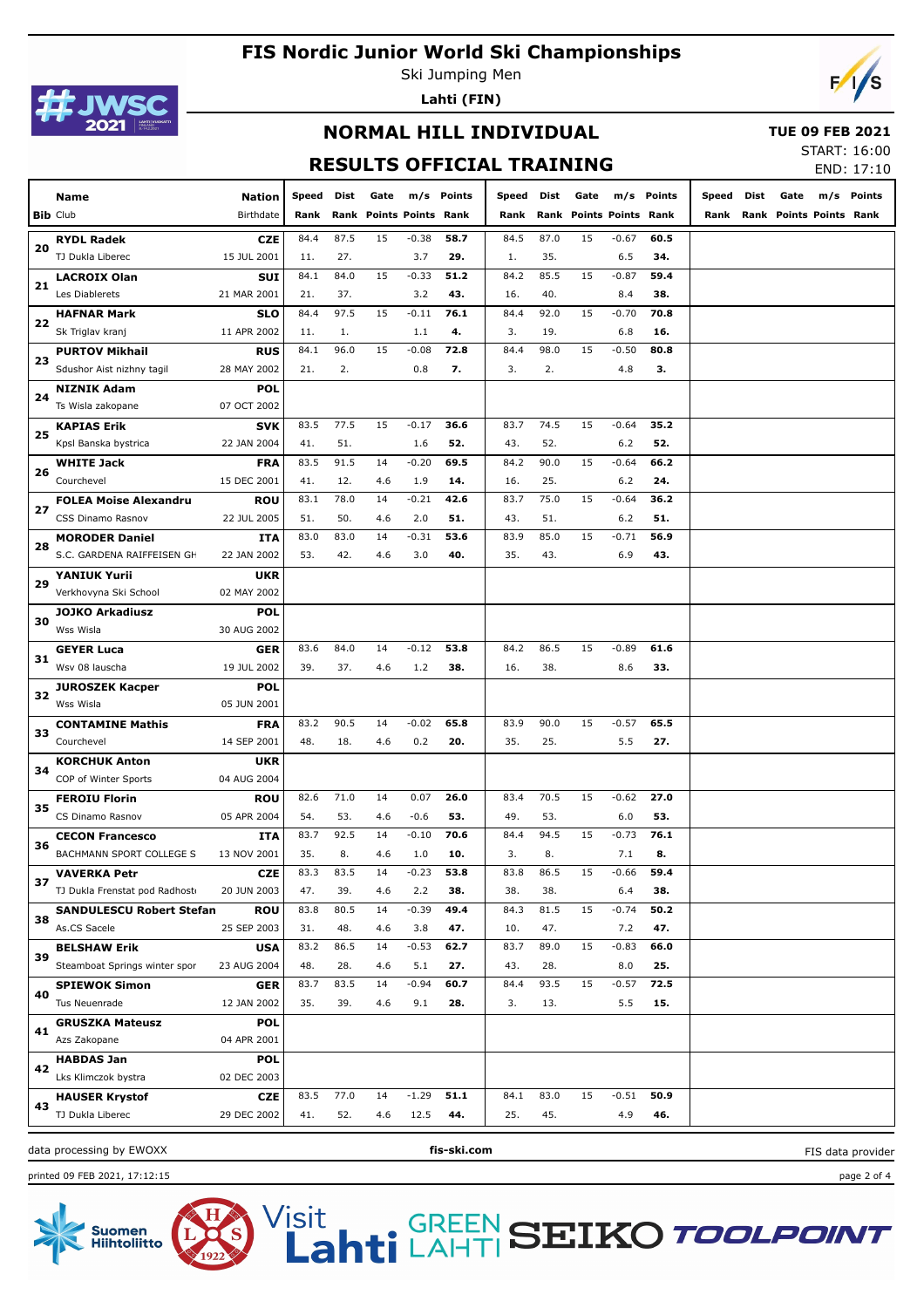# FIS Nordic Junior World Ski Championships

Ski Jumping Men

**Lahti (FIN)**

## NORMAL HILL INDIVIDUAL

**TUE 09 FEB 2021**

START: 16:00

END: 17:10

## RESULTS OFFICIAL TRAINING

| Bib | Name / Club | Nation / Birthdate | Speed / Rank | Dist / Rank | Gate / Points | m/s / Points | Points / Rank | Speed / Rank | Dist / Rank | Gate / Points | m/s / Points | Points / Rank | Speed / Rank | Dist / Rank | Gate / Points | m/s / Points | Points / Rank |
|---|---|---|---|---|---|---|---|---|---|---|---|---|---|---|---|---|---|
| 20 | **RYDL Radek** | **CZE** | 84.4 | 87.5 | 15 | -0.38 | **58.7** | 84.5 | 87.0 | 15 | -0.67 | **60.5** | | | | | |
| | TJ Dukla Liberec | 15 JUL 2001 | 11. | 27. | | 3.7 | **29.** | 1. | 35. | | 6.5 | **34.** | | | | | |
| 21 | **LACROIX Olan** | **SUI** | 84.1 | 84.0 | 15 | -0.33 | **51.2** | 84.2 | 85.5 | 15 | -0.87 | **59.4** | | | | | |
| | Les Diablerets | 21 MAR 2001 | 21. | 37. | | 3.2 | **43.** | 16. | 40. | | 8.4 | **38.** | | | | | |
| 22 | **HAFNAR Mark** | **SLO** | 84.4 | 97.5 | 15 | -0.11 | **76.1** | 84.4 | 92.0 | 15 | -0.70 | **70.8** | | | | | |
| | Sk Triglav kranj | 11 APR 2002 | 11. | 1. | | 1.1 | **4.** | 3. | 19. | | 6.8 | **16.** | | | | | |
| 23 | **PURTOV Mikhail** | **RUS** | 84.1 | 96.0 | 15 | -0.08 | **72.8** | 84.4 | 98.0 | 15 | -0.50 | **80.8** | | | | | |
| | Sdushor Aist nizhny tagil | 28 MAY 2002 | 21. | 2. | | 0.8 | **7.** | 3. | 2. | | 4.8 | **3.** | | | | | |
| 24 | **NIZNIK Adam** | **POL** | | | | | | | | | | | | | | | |
| | Ts Wisla zakopane | 07 OCT 2002 | | | | | | | | | | | | | | | |
| 25 | **KAPIAS Erik** | **SVK** | 83.5 | 77.5 | 15 | -0.17 | **36.6** | 83.7 | 74.5 | 15 | -0.64 | **35.2** | | | | | |
| | Kpsl Banska bystrica | 22 JAN 2004 | 41. | 51. | | 1.6 | **52.** | 43. | 52. | | 6.2 | **52.** | | | | | |
| 26 | **WHITE Jack** | **FRA** | 83.5 | 91.5 | 14 | -0.20 | **69.5** | 84.2 | 90.0 | 15 | -0.64 | **66.2** | | | | | |
| | Courchevel | 15 DEC 2001 | 41. | 12. | 4.6 | 1.9 | **14.** | 16. | 25. | | 6.2 | **24.** | | | | | |
| 27 | **FOLEA Moise Alexandru** | **ROU** | 83.1 | 78.0 | 14 | -0.21 | **42.6** | 83.7 | 75.0 | 15 | -0.64 | **36.2** | | | | | |
| | CSS Dinamo Rasnov | 22 JUL 2005 | 51. | 50. | 4.6 | 2.0 | **51.** | 43. | 51. | | 6.2 | **51.** | | | | | |
| 28 | **MORODER Daniel** | **ITA** | 83.0 | 83.0 | 14 | -0.31 | **53.6** | 83.9 | 85.0 | 15 | -0.71 | **56.9** | | | | | |
| | S.C. GARDENA RAIFFEISEN GH | 22 JAN 2002 | 53. | 42. | 4.6 | 3.0 | **40.** | 35. | 43. | | 6.9 | **43.** | | | | | |
| 29 | **YANIUK Yurii** | **UKR** | | | | | | | | | | | | | | | |
| | Verkhovyna Ski School | 02 MAY 2002 | | | | | | | | | | | | | | | |
| 30 | **JOJKO Arkadiusz** | **POL** | | | | | | | | | | | | | | | |
| | Wss Wisla | 30 AUG 2002 | | | | | | | | | | | | | | | |
| 31 | **GEYER Luca** | **GER** | 83.6 | 84.0 | 14 | -0.12 | **53.8** | 84.2 | 86.5 | 15 | -0.89 | **61.6** | | | | | |
| | Wsv 08 lauscha | 19 JUL 2002 | 39. | 37. | 4.6 | 1.2 | **38.** | 16. | 38. | | 8.6 | **33.** | | | | | |
| 32 | **JUROSZEK Kacper** | **POL** | | | | | | | | | | | | | | | |
| | Wss Wisla | 05 JUN 2001 | | | | | | | | | | | | | | | |
| 33 | **CONTAMINE Mathis** | **FRA** | 83.2 | 90.5 | 14 | -0.02 | **65.8** | 83.9 | 90.0 | 15 | -0.57 | **65.5** | | | | | |
| | Courchevel | 14 SEP 2001 | 48. | 18. | 4.6 | 0.2 | **20.** | 35. | 25. | | 5.5 | **27.** | | | | | |
| 34 | **KORCHUK Anton** | **UKR** | | | | | | | | | | | | | | | |
| | COP of Winter Sports | 04 AUG 2004 | | | | | | | | | | | | | | | |
| 35 | **FEROIU Florin** | **ROU** | 82.6 | 71.0 | 14 | 0.07 | **26.0** | 83.4 | 70.5 | 15 | -0.62 | **27.0** | | | | | |
| | CS Dinamo Rasnov | 05 APR 2004 | 54. | 53. | 4.6 | -0.6 | **53.** | 49. | 53. | | 6.0 | **53.** | | | | | |
| 36 | **CECON Francesco** | **ITA** | 83.7 | 92.5 | 14 | -0.10 | **70.6** | 84.4 | 94.5 | 15 | -0.73 | **76.1** | | | | | |
| | BACHMANN SPORT COLLEGE S | 13 NOV 2001 | 35. | 8. | 4.6 | 1.0 | **10.** | 3. | 8. | | 7.1 | **8.** | | | | | |
| 37 | **VAVERKA Petr** | **CZE** | 83.3 | 83.5 | 14 | -0.23 | **53.8** | 83.8 | 86.5 | 15 | -0.66 | **59.4** | | | | | |
| | TJ Dukla Frenstat pod Radhost | 20 JUN 2003 | 47. | 39. | 4.6 | 2.2 | **38.** | 38. | 38. | | 6.4 | **38.** | | | | | |
| 38 | **SANDULESCU Robert Stefan** | **ROU** | 83.8 | 80.5 | 14 | -0.39 | **49.4** | 84.3 | 81.5 | 15 | -0.74 | **50.2** | | | | | |
| | As.CS Sacele | 25 SEP 2003 | 31. | 48. | 4.6 | 3.8 | **47.** | 10. | 47. | | 7.2 | **47.** | | | | | |
| 39 | **BELSHAW Erik** | **USA** | 83.2 | 86.5 | 14 | -0.53 | **62.7** | 83.7 | 89.0 | 15 | -0.83 | **66.0** | | | | | |
| | Steamboat Springs winter spor | 23 AUG 2004 | 48. | 28. | 4.6 | 5.1 | **27.** | 43. | 28. | | 8.0 | **25.** | | | | | |
| 40 | **SPIEWOK Simon** | **GER** | 83.7 | 83.5 | 14 | -0.94 | **60.7** | 84.4 | 93.5 | 15 | -0.57 | **72.5** | | | | | |
| | Tus Neuenrade | 12 JAN 2002 | 35. | 39. | 4.6 | 9.1 | **28.** | 3. | 13. | | 5.5 | **15.** | | | | | |
| 41 | **GRUSZKA Mateusz** | **POL** | | | | | | | | | | | | | | | |
| | Azs Zakopane | 04 APR 2001 | | | | | | | | | | | | | | | |
| 42 | **HABDAS Jan** | **POL** | | | | | | | | | | | | | | | |
| | Lks Klimczok bystra | 02 DEC 2003 | | | | | | | | | | | | | | | |
| 43 | **HAUSER Krystof** | **CZE** | 83.5 | 77.0 | 14 | -1.29 | **51.1** | 84.1 | 83.0 | 15 | -0.51 | **50.9** | | | | | |
| | TJ Dukla Liberec | 29 DEC 2002 | 41. | 52. | 4.6 | 12.5 | **44.** | 25. | 45. | | 4.9 | **46.** | | | | | |

data processing by EWOXX — **fis-ski.com** — FIS data provider

printed 09 FEB 2021, 17:12:15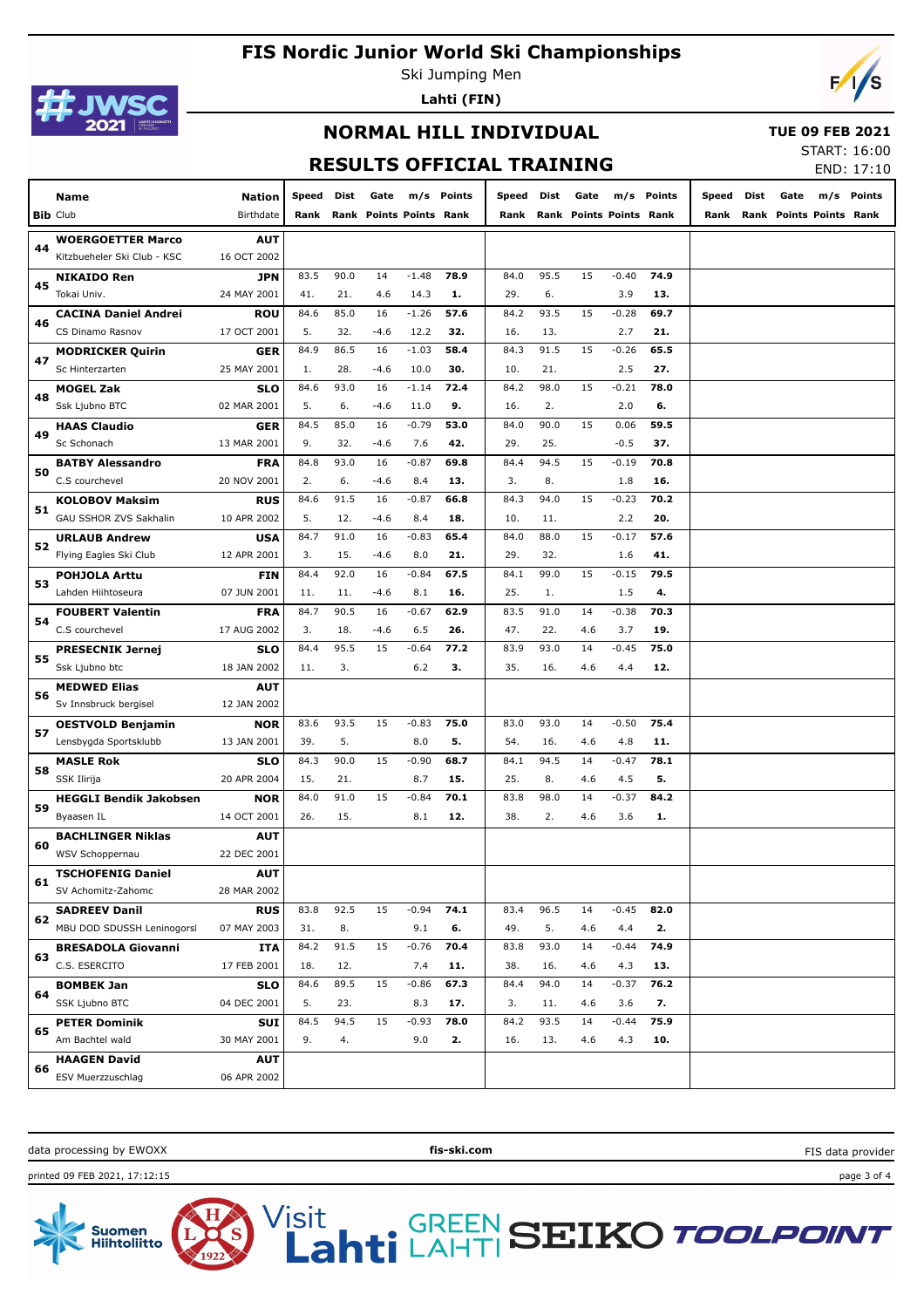# FIS Nordic Junior World Ski Championships

Ski Jumping Men

**Lahti (FIN)**

## NORMAL HILL INDIVIDUAL

**TUE 09 FEB 2021**

START: 16:00

END: 17:10

## RESULTS OFFICIAL TRAINING

| Bib | Name / Club | Nation / Birthdate | Speed / Rank | Dist / Rank | Gate / Points | m/s / Points | Points / Rank | Speed / Rank | Dist / Rank | Gate / Points | m/s / Points | Points / Rank | Speed / Rank | Dist / Rank | Gate / Points | m/s / Points | Points / Rank |
|---|---|---|---|---|---|---|---|---|---|---|---|---|---|---|---|---|---|
| 44 | **WOERGOETTER Marco** | **AUT** | | | | | | | | | | | | | | | |
| | Kitzbueheler Ski Club - KSC | 16 OCT 2002 | | | | | | | | | | | | | | | |
| 45 | **NIKAIDO Ren** | **JPN** | 83.5 | 90.0 | 14 | -1.48 | **78.9** | 84.0 | 95.5 | 15 | -0.40 | **74.9** | | | | | |
| | Tokai Univ. | 24 MAY 2001 | 41. | 21. | 4.6 | 14.3 | **1.** | 29. | 6. | | 3.9 | **13.** | | | | | |
| 46 | **CACINA Daniel Andrei** | **ROU** | 84.6 | 85.0 | 16 | -1.26 | **57.6** | 84.2 | 93.5 | 15 | -0.28 | **69.7** | | | | | |
| | CS Dinamo Rasnov | 17 OCT 2001 | 5. | 32. | -4.6 | 12.2 | **32.** | 16. | 13. | | 2.7 | **21.** | | | | | |
| 47 | **MODRICKER Quirin** | **GER** | 84.9 | 86.5 | 16 | -1.03 | **58.4** | 84.3 | 91.5 | 15 | -0.26 | **65.5** | | | | | |
| | Sc Hinterzarten | 25 MAY 2001 | 1. | 28. | -4.6 | 10.0 | **30.** | 10. | 21. | | 2.5 | **27.** | | | | | |
| 48 | **MOGEL Zak** | **SLO** | 84.6 | 93.0 | 16 | -1.14 | **72.4** | 84.2 | 98.0 | 15 | -0.21 | **78.0** | | | | | |
| | Ssk Ljubno BTC | 02 MAR 2001 | 5. | 6. | -4.6 | 11.0 | **9.** | 16. | 2. | | 2.0 | **6.** | | | | | |
| 49 | **HAAS Claudio** | **GER** | 84.5 | 85.0 | 16 | -0.79 | **53.0** | 84.0 | 90.0 | 15 | 0.06 | **59.5** | | | | | |
| | Sc Schonach | 13 MAR 2001 | 9. | 32. | -4.6 | 7.6 | **42.** | 29. | 25. | | -0.5 | **37.** | | | | | |
| 50 | **BATBY Alessandro** | **FRA** | 84.8 | 93.0 | 16 | -0.87 | **69.8** | 84.4 | 94.5 | 15 | -0.19 | **70.8** | | | | | |
| | C.S courchevel | 20 NOV 2001 | 2. | 6. | -4.6 | 8.4 | **13.** | 3. | 8. | | 1.8 | **16.** | | | | | |
| 51 | **KOLOBOV Maksim** | **RUS** | 84.6 | 91.5 | 16 | -0.87 | **66.8** | 84.3 | 94.0 | 15 | -0.23 | **70.2** | | | | | |
| | GAU SSHOR ZVS Sakhalin | 10 APR 2002 | 5. | 12. | -4.6 | 8.4 | **18.** | 10. | 11. | | 2.2 | **20.** | | | | | |
| 52 | **URLAUB Andrew** | **USA** | 84.7 | 91.0 | 16 | -0.83 | **65.4** | 84.0 | 88.0 | 15 | -0.17 | **57.6** | | | | | |
| | Flying Eagles Ski Club | 12 APR 2001 | 3. | 15. | -4.6 | 8.0 | **21.** | 29. | 32. | | 1.6 | **41.** | | | | | |
| 53 | **POHJOLA Arttu** | **FIN** | 84.4 | 92.0 | 16 | -0.84 | **67.5** | 84.1 | 99.0 | 15 | -0.15 | **79.5** | | | | | |
| | Lahden Hiihtoseura | 07 JUN 2001 | 11. | 11. | -4.6 | 8.1 | **16.** | 25. | 1. | | 1.5 | **4.** | | | | | |
| 54 | **FOUBERT Valentin** | **FRA** | 84.7 | 90.5 | 16 | -0.67 | **62.9** | 83.5 | 91.0 | 14 | -0.38 | **70.3** | | | | | |
| | C.S courchevel | 17 AUG 2002 | 3. | 18. | -4.6 | 6.5 | **26.** | 47. | 22. | 4.6 | 3.7 | **19.** | | | | | |
| 55 | **PRESECNIK Jernej** | **SLO** | 84.4 | 95.5 | 15 | -0.64 | **77.2** | 83.9 | 93.0 | 14 | -0.45 | **75.0** | | | | | |
| | Ssk Ljubno btc | 18 JAN 2002 | 11. | 3. | | 6.2 | **3.** | 35. | 16. | 4.6 | 4.4 | **12.** | | | | | |
| 56 | **MEDWED Elias** | **AUT** | | | | | | | | | | | | | | | |
| | Sv Innsbruck bergisel | 12 JAN 2002 | | | | | | | | | | | | | | | |
| 57 | **OESTVOLD Benjamin** | **NOR** | 83.6 | 93.5 | 15 | -0.83 | **75.0** | 83.0 | 93.0 | 14 | -0.50 | **75.4** | | | | | |
| | Lensbygda Sportsklubb | 13 JAN 2001 | 39. | 5. | | 8.0 | **5.** | 54. | 16. | 4.6 | 4.8 | **11.** | | | | | |
| 58 | **MASLE Rok** | **SLO** | 84.3 | 90.0 | 15 | -0.90 | **68.7** | 84.1 | 94.5 | 14 | -0.47 | **78.1** | | | | | |
| | SSK Ilirija | 20 APR 2004 | 15. | 21. | | 8.7 | **15.** | 25. | 8. | 4.6 | 4.5 | **5.** | | | | | |
| 59 | **HEGGLI Bendik Jakobsen** | **NOR** | 84.0 | 91.0 | 15 | -0.84 | **70.1** | 83.8 | 98.0 | 14 | -0.37 | **84.2** | | | | | |
| | Byaasen IL | 14 OCT 2001 | 26. | 15. | | 8.1 | **12.** | 38. | 2. | 4.6 | 3.6 | **1.** | | | | | |
| 60 | **BACHLINGER Niklas** | **AUT** | | | | | | | | | | | | | | | |
| | WSV Schoppernau | 22 DEC 2001 | | | | | | | | | | | | | | | |
| 61 | **TSCHOFENIG Daniel** | **AUT** | | | | | | | | | | | | | | | |
| | SV Achomitz-Zahomc | 28 MAR 2002 | | | | | | | | | | | | | | | |
| 62 | **SADREEV Danil** | **RUS** | 83.8 | 92.5 | 15 | -0.94 | **74.1** | 83.4 | 96.5 | 14 | -0.45 | **82.0** | | | | | |
| | MBU DOD SDUSSH Leninogorsl | 07 MAY 2003 | 31. | 8. | | 9.1 | **6.** | 49. | 5. | 4.6 | 4.4 | **2.** | | | | | |
| 63 | **BRESADOLA Giovanni** | **ITA** | 84.2 | 91.5 | 15 | -0.76 | **70.4** | 83.8 | 93.0 | 14 | -0.44 | **74.9** | | | | | |
| | C.S. ESERCITO | 17 FEB 2001 | 18. | 12. | | 7.4 | **11.** | 38. | 16. | 4.6 | 4.3 | **13.** | | | | | |
| 64 | **BOMBEK Jan** | **SLO** | 84.6 | 89.5 | 15 | -0.86 | **67.3** | 84.4 | 94.0 | 14 | -0.37 | **76.2** | | | | | |
| | SSK Ljubno BTC | 04 DEC 2001 | 5. | 23. | | 8.3 | **17.** | 3. | 11. | 4.6 | 3.6 | **7.** | | | | | |
| 65 | **PETER Dominik** | **SUI** | 84.5 | 94.5 | 15 | -0.93 | **78.0** | 84.2 | 93.5 | 14 | -0.44 | **75.9** | | | | | |
| | Am Bachtel wald | 30 MAY 2001 | 9. | 4. | | 9.0 | **2.** | 16. | 13. | 4.6 | 4.3 | **10.** | | | | | |
| 66 | **HAAGEN David** | **AUT** | | | | | | | | | | | | | | | |
| | ESV Muerzzuschlag | 06 APR 2002 | | | | | | | | | | | | | | | |

data processing by EWOXX | fis-ski.com | FIS data provider

printed 09 FEB 2021, 17:12:15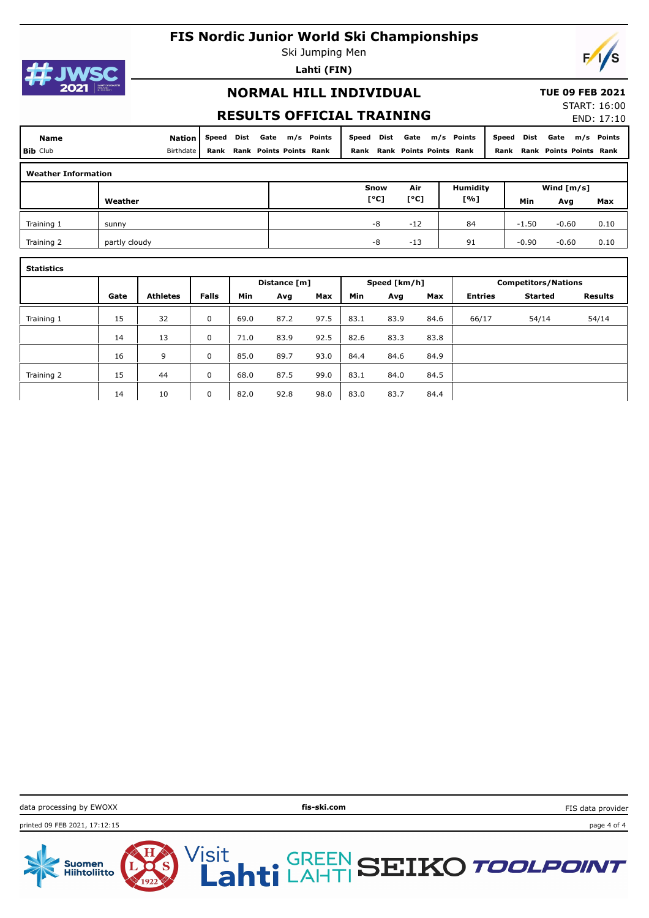# FIS Nordic Junior World Ski Championships

Ski Jumping Men

**Lahti (FIN)**

## NORMAL HILL INDIVIDUAL

## RESULTS OFFICIAL TRAINING

**TUE 09 FEB 2021**
START: 16:00
END: 17:10

| Name<br>Bib Club | Nation<br>Birthdate | Speed<br>Rank | Dist<br>Rank | Gate<br>Points | m/s<br>Points | Points<br>Rank | Speed<br>Rank | Dist<br>Rank | Gate<br>Points | m/s<br>Points | Points<br>Rank | Speed<br>Rank | Dist<br>Rank | Gate<br>Points | m/s<br>Points | Points<br>Rank |
|---|---|---|---|---|---|---|---|---|---|---|---|---|---|---|---|---|

**Weather Information**

| | Weather | Snow [°C] | Air [°C] | Humidity [%] | Wind [m/s] Min | Wind [m/s] Avg | Wind [m/s] Max |
|---|---|---|---|---|---|---|---|
| Training 1 | sunny | -8 | -12 | 84 | -1.50 | -0.60 | 0.10 |
| Training 2 | partly cloudy | -8 | -13 | 91 | -0.90 | -0.60 | 0.10 |

**Statistics**

| | | | | Distance [m] | | | Speed [km/h] | | | Competitors/Nations | | |
|---|---|---|---|---|---|---|---|---|---|---|---|---|
| | Gate | Athletes | Falls | Min | Avg | Max | Min | Avg | Max | Entries | Started | Results |
| Training 1 | 15 | 32 | 0 | 69.0 | 87.2 | 97.5 | 83.1 | 83.9 | 84.6 | 66/17 | 54/14 | 54/14 |
| | 14 | 13 | 0 | 71.0 | 83.9 | 92.5 | 82.6 | 83.3 | 83.8 | | | |
| | 16 | 9 | 0 | 85.0 | 89.7 | 93.0 | 84.4 | 84.6 | 84.9 | | | |
| Training 2 | 15 | 44 | 0 | 68.0 | 87.5 | 99.0 | 83.1 | 84.0 | 84.5 | | | |
| | 14 | 10 | 0 | 82.0 | 92.8 | 98.0 | 83.0 | 83.7 | 84.4 | | | |

data processing by EWOXX | fis-ski.com | FIS data provider

printed 09 FEB 2021, 17:12:15